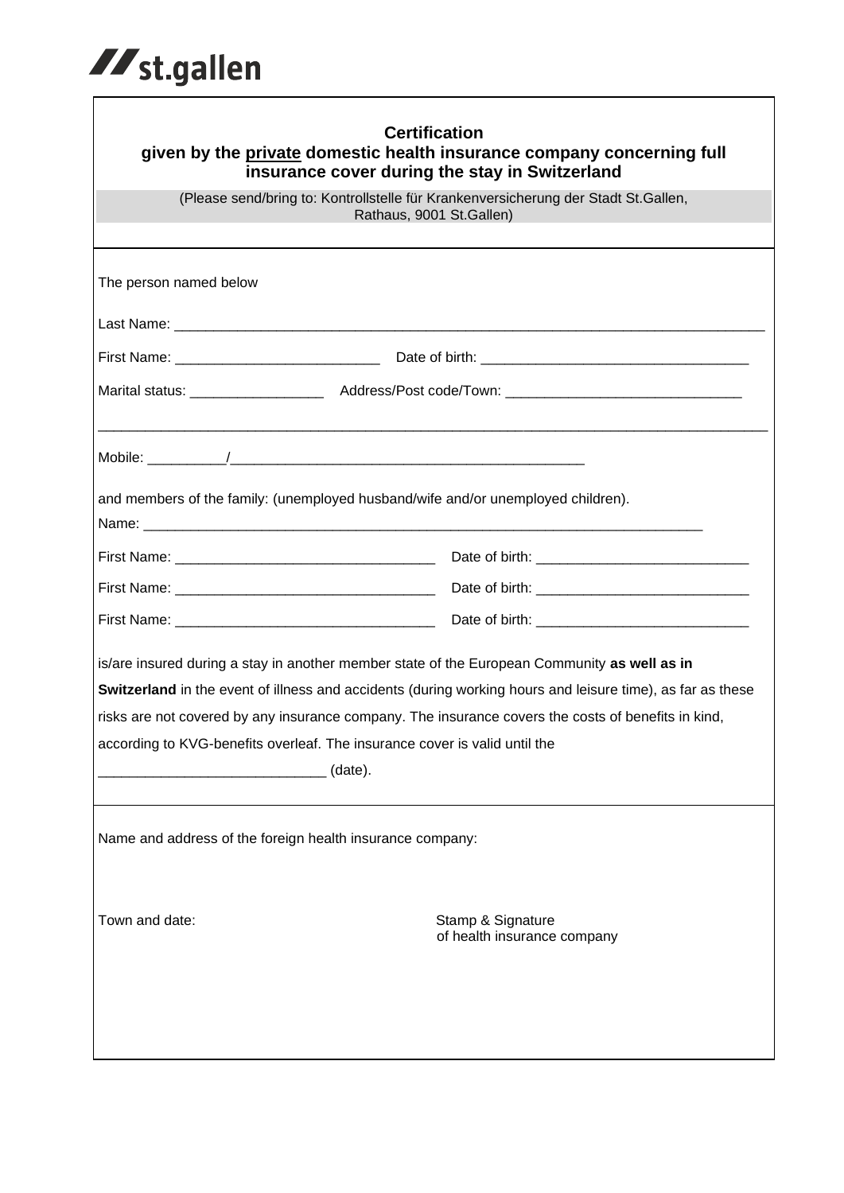**st.gallen**

# Certification
## given by the <u>private</u> domestic health insurance company concerning full insurance cover during the stay in Switzerland

(Please send/bring to: Kontrollstelle für Krankenversicherung der Stadt St.Gallen, Rathaus, 9001 St.Gallen)

The person named below

Last Name: ______________________________________________________________________________

First Name: ___________________________ Date of birth: ___________________________________

Marital status: _________________ Address/Post code/Town: _______________________________

_____________________________________________________________________________________________

Mobile: __________/_______________________________________________

and members of the family: (unemployed husband/wife and/or unemployed children).

Name: ______________________________________________________________________________

First Name: __________________________________ Date of birth: ____________________________

First Name: __________________________________ Date of birth: ____________________________

First Name: __________________________________ Date of birth: ____________________________

is/are insured during a stay in another member state of the European Community **as well as in Switzerland** in the event of illness and accidents (during working hours and leisure time), as far as these risks are not covered by any insurance company. The insurance covers the costs of benefits in kind, according to KVG-benefits overleaf. The insurance cover is valid until the

_____________________________ (date).

Name and address of the foreign health insurance company:

Town and date:

Stamp & Signature
of health insurance company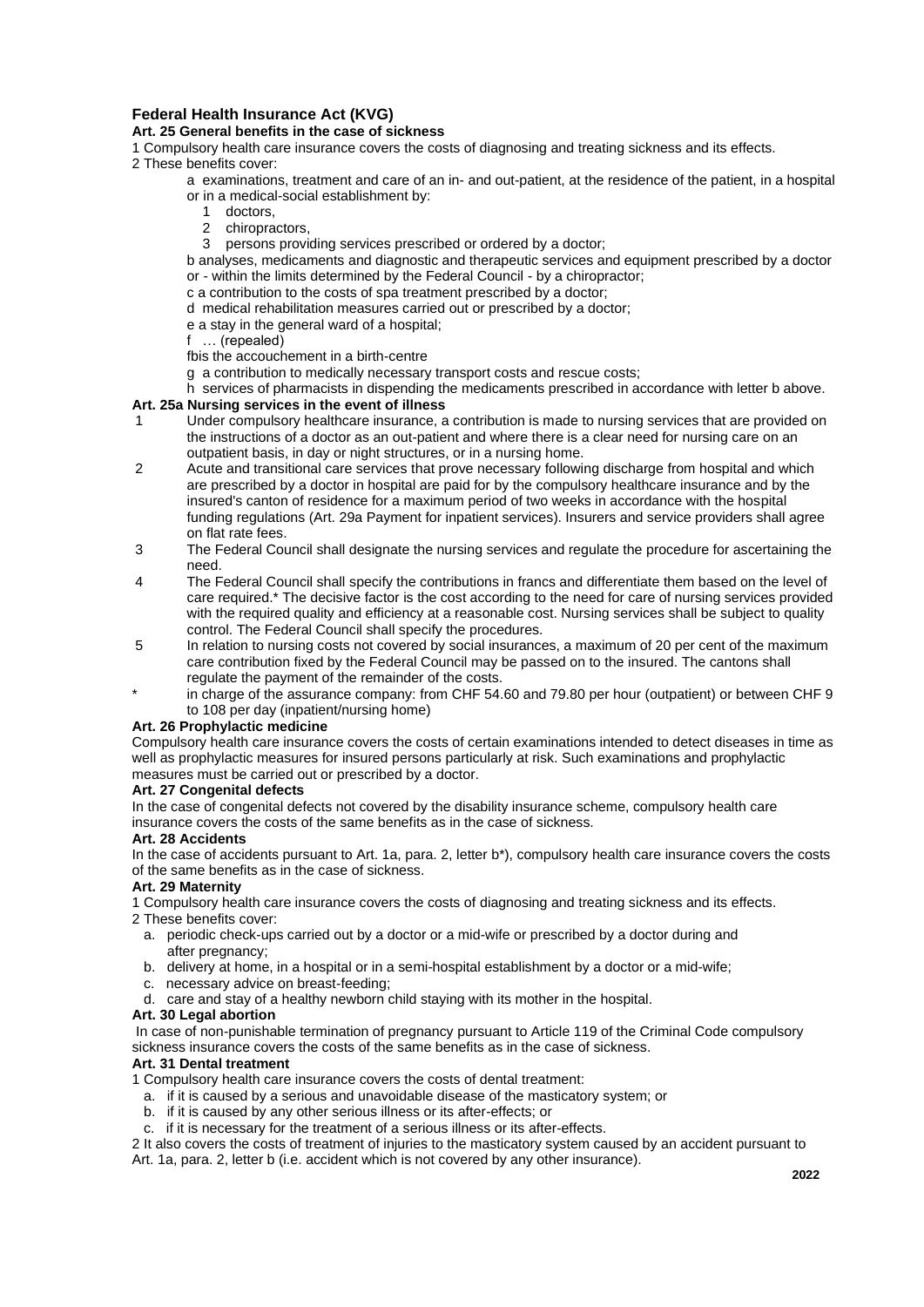## Federal Health Insurance Act (KVG)

### Art. 25 General benefits in the case of sickness

1 Compulsory health care insurance covers the costs of diagnosing and treating sickness and its effects.

2 These benefits cover:

- a examinations, treatment and care of an in- and out-patient, at the residence of the patient, in a hospital or in a medical-social establishment by:
  1. doctors,
  2. chiropractors,
  3. persons providing services prescribed or ordered by a doctor;
- b analyses, medicaments and diagnostic and therapeutic services and equipment prescribed by a doctor or - within the limits determined by the Federal Council - by a chiropractor;
- c a contribution to the costs of spa treatment prescribed by a doctor;
- d medical rehabilitation measures carried out or prescribed by a doctor;
- e a stay in the general ward of a hospital;
- f … (repealed)
- fbis the accouchement in a birth-centre
- g a contribution to medically necessary transport costs and rescue costs;
- h services of pharmacists in dispending the medicaments prescribed in accordance with letter b above.

### Art. 25a Nursing services in the event of illness

1 Under compulsory healthcare insurance, a contribution is made to nursing services that are provided on the instructions of a doctor as an out-patient and where there is a clear need for nursing care on an outpatient basis, in day or night structures, or in a nursing home.

2 Acute and transitional care services that prove necessary following discharge from hospital and which are prescribed by a doctor in hospital are paid for by the compulsory healthcare insurance and by the insured's canton of residence for a maximum period of two weeks in accordance with the hospital funding regulations (Art. 29a Payment for inpatient services). Insurers and service providers shall agree on flat rate fees.

3 The Federal Council shall designate the nursing services and regulate the procedure for ascertaining the need.

4 The Federal Council shall specify the contributions in francs and differentiate them based on the level of care required.* The decisive factor is the cost according to the need for care of nursing services provided with the required quality and efficiency at a reasonable cost. Nursing services shall be subject to quality control. The Federal Council shall specify the procedures.

5 In relation to nursing costs not covered by social insurances, a maximum of 20 per cent of the maximum care contribution fixed by the Federal Council may be passed on to the insured. The cantons shall regulate the payment of the remainder of the costs.

\* in charge of the assurance company: from CHF 54.60 and 79.80 per hour (outpatient) or between CHF 9 to 108 per day (inpatient/nursing home)

### Art. 26 Prophylactic medicine

Compulsory health care insurance covers the costs of certain examinations intended to detect diseases in time as well as prophylactic measures for insured persons particularly at risk. Such examinations and prophylactic measures must be carried out or prescribed by a doctor.

### Art. 27 Congenital defects

In the case of congenital defects not covered by the disability insurance scheme, compulsory health care insurance covers the costs of the same benefits as in the case of sickness.

### Art. 28 Accidents

In the case of accidents pursuant to Art. 1a, para. 2, letter b*), compulsory health care insurance covers the costs of the same benefits as in the case of sickness.

### Art. 29 Maternity

1 Compulsory health care insurance covers the costs of diagnosing and treating sickness and its effects.

2 These benefits cover:

a. periodic check-ups carried out by a doctor or a mid-wife or prescribed by a doctor during and after pregnancy;
b. delivery at home, in a hospital or in a semi-hospital establishment by a doctor or a mid-wife;
c. necessary advice on breast-feeding;
d. care and stay of a healthy newborn child staying with its mother in the hospital.

### Art. 30 Legal abortion

In case of non-punishable termination of pregnancy pursuant to Article 119 of the Criminal Code compulsory sickness insurance covers the costs of the same benefits as in the case of sickness.

### Art. 31 Dental treatment

1 Compulsory health care insurance covers the costs of dental treatment:

a. if it is caused by a serious and unavoidable disease of the masticatory system; or
b. if it is caused by any other serious illness or its after-effects; or
c. if it is necessary for the treatment of a serious illness or its after-effects.

2 It also covers the costs of treatment of injuries to the masticatory system caused by an accident pursuant to Art. 1a, para. 2, letter b (i.e. accident which is not covered by any other insurance).

**2022**